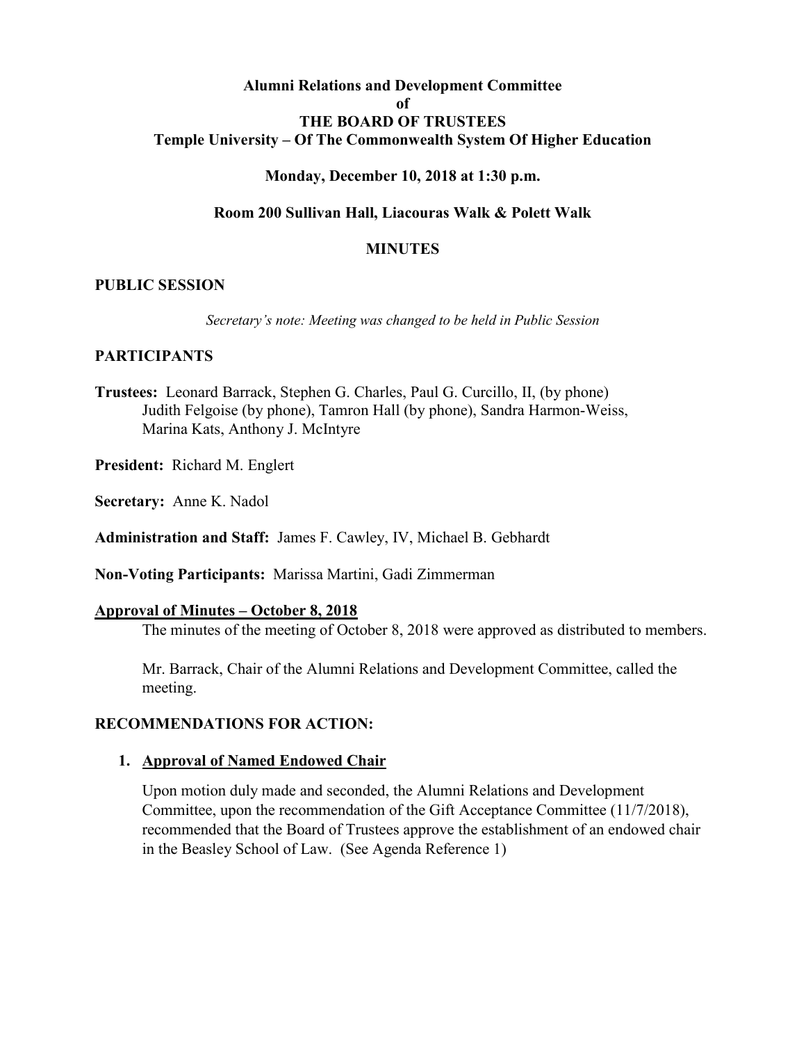**Alumni Relations and Development Committee**
**of**
**THE BOARD OF TRUSTEES**
**Temple University – Of The Commonwealth System Of Higher Education**

**Monday, December 10, 2018 at 1:30 p.m.**

**Room 200 Sullivan Hall, Liacouras Walk & Polett Walk**

**MINUTES**

## PUBLIC SESSION

*Secretary's note: Meeting was changed to be held in Public Session*

## PARTICIPANTS

**Trustees:** Leonard Barrack, Stephen G. Charles, Paul G. Curcillo, II, (by phone) Judith Felgoise (by phone), Tamron Hall (by phone), Sandra Harmon-Weiss, Marina Kats, Anthony J. McIntyre

**President:** Richard M. Englert

**Secretary:** Anne K. Nadol

**Administration and Staff:** James F. Cawley, IV, Michael B. Gebhardt

**Non-Voting Participants:** Marissa Martini, Gadi Zimmerman

**Approval of Minutes – October 8, 2018**

The minutes of the meeting of October 8, 2018 were approved as distributed to members.

Mr. Barrack, Chair of the Alumni Relations and Development Committee, called the meeting.

## RECOMMENDATIONS FOR ACTION:

1. **Approval of Named Endowed Chair**

   Upon motion duly made and seconded, the Alumni Relations and Development Committee, upon the recommendation of the Gift Acceptance Committee (11/7/2018), recommended that the Board of Trustees approve the establishment of an endowed chair in the Beasley School of Law. (See Agenda Reference 1)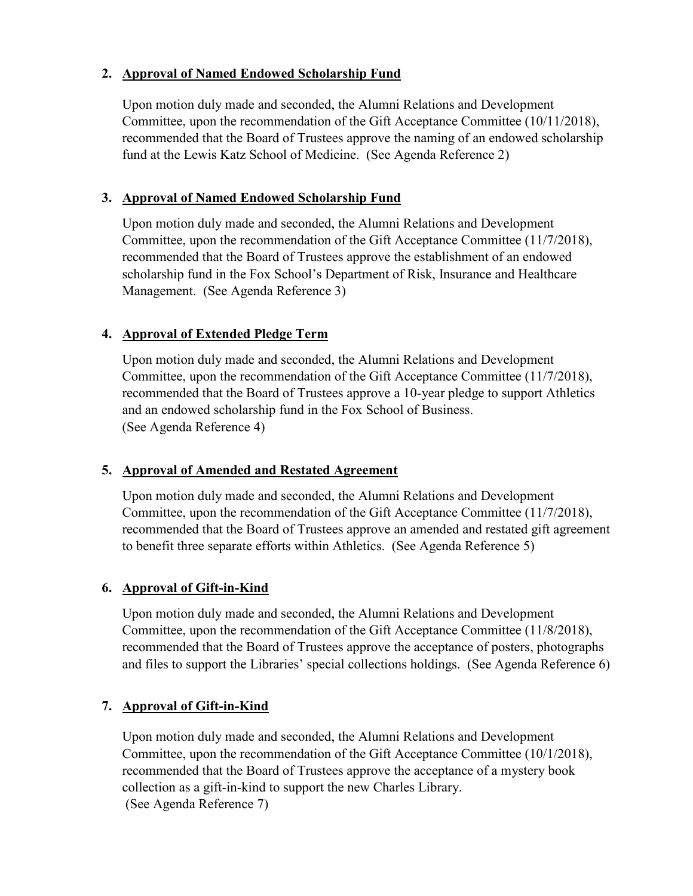2. **Approval of Named Endowed Scholarship Fund**

   Upon motion duly made and seconded, the Alumni Relations and Development Committee, upon the recommendation of the Gift Acceptance Committee (10/11/2018), recommended that the Board of Trustees approve the naming of an endowed scholarship fund at the Lewis Katz School of Medicine. (See Agenda Reference 2)

3. **Approval of Named Endowed Scholarship Fund**

   Upon motion duly made and seconded, the Alumni Relations and Development Committee, upon the recommendation of the Gift Acceptance Committee (11/7/2018), recommended that the Board of Trustees approve the establishment of an endowed scholarship fund in the Fox School's Department of Risk, Insurance and Healthcare Management. (See Agenda Reference 3)

4. **Approval of Extended Pledge Term**

   Upon motion duly made and seconded, the Alumni Relations and Development Committee, upon the recommendation of the Gift Acceptance Committee (11/7/2018), recommended that the Board of Trustees approve a 10-year pledge to support Athletics and an endowed scholarship fund in the Fox School of Business. (See Agenda Reference 4)

5. **Approval of Amended and Restated Agreement**

   Upon motion duly made and seconded, the Alumni Relations and Development Committee, upon the recommendation of the Gift Acceptance Committee (11/7/2018), recommended that the Board of Trustees approve an amended and restated gift agreement to benefit three separate efforts within Athletics. (See Agenda Reference 5)

6. **Approval of Gift-in-Kind**

   Upon motion duly made and seconded, the Alumni Relations and Development Committee, upon the recommendation of the Gift Acceptance Committee (11/8/2018), recommended that the Board of Trustees approve the acceptance of posters, photographs and files to support the Libraries' special collections holdings. (See Agenda Reference 6)

7. **Approval of Gift-in-Kind**

   Upon motion duly made and seconded, the Alumni Relations and Development Committee, upon the recommendation of the Gift Acceptance Committee (10/1/2018), recommended that the Board of Trustees approve the acceptance of a mystery book collection as a gift-in-kind to support the new Charles Library. (See Agenda Reference 7)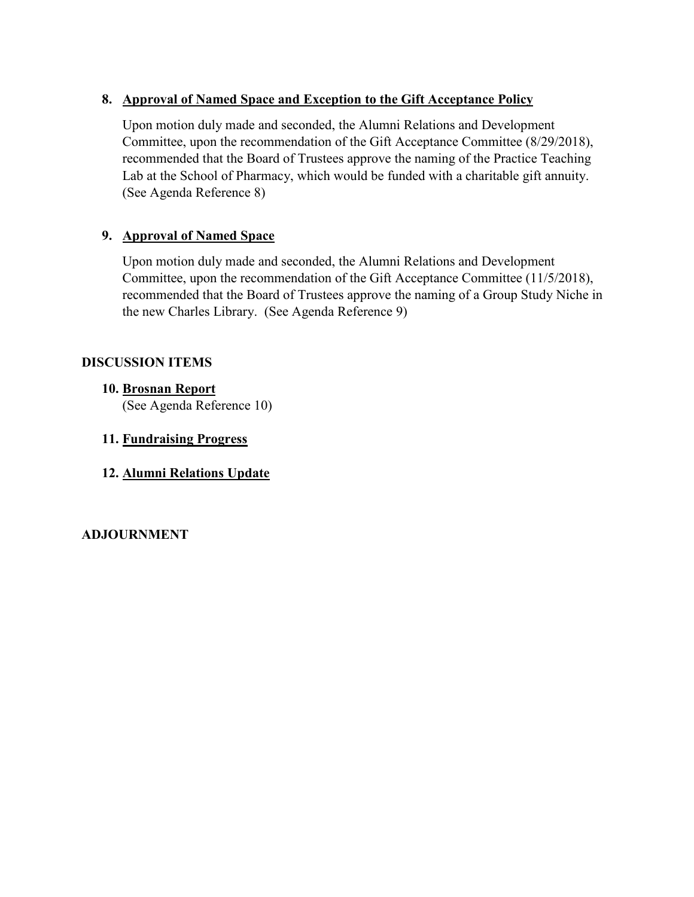8. **Approval of Named Space and Exception to the Gift Acceptance Policy**

   Upon motion duly made and seconded, the Alumni Relations and Development Committee, upon the recommendation of the Gift Acceptance Committee (8/29/2018), recommended that the Board of Trustees approve the naming of the Practice Teaching Lab at the School of Pharmacy, which would be funded with a charitable gift annuity. (See Agenda Reference 8)

9. **Approval of Named Space**

   Upon motion duly made and seconded, the Alumni Relations and Development Committee, upon the recommendation of the Gift Acceptance Committee (11/5/2018), recommended that the Board of Trustees approve the naming of a Group Study Niche in the new Charles Library. (See Agenda Reference 9)

**DISCUSSION ITEMS**

10. **Brosnan Report**
    (See Agenda Reference 10)

11. **Fundraising Progress**

12. **Alumni Relations Update**

**ADJOURNMENT**